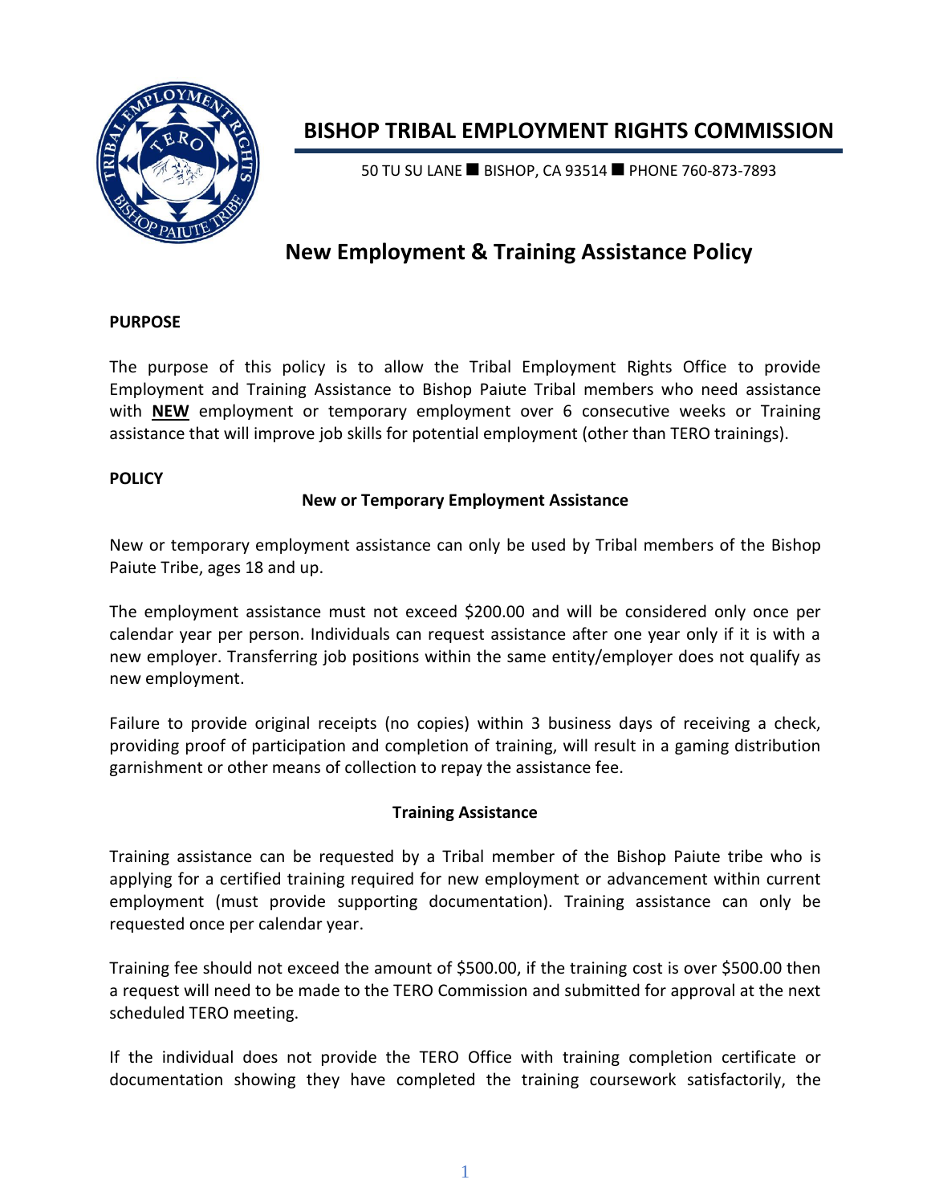# BISHOP TRIBAL EMPLOYMENT RIGHTS COMMISSION

50 TU SU LANE ■ BISHOP, CA 93514 ■ PHONE 760-873-7893

## New Employment & Training Assistance Policy

**PURPOSE**

The purpose of this policy is to allow the Tribal Employment Rights Office to provide Employment and Training Assistance to Bishop Paiute Tribal members who need assistance with **NEW** employment or temporary employment over 6 consecutive weeks or Training assistance that will improve job skills for potential employment (other than TERO trainings).

**POLICY**

**New or Temporary Employment Assistance**

New or temporary employment assistance can only be used by Tribal members of the Bishop Paiute Tribe, ages 18 and up.

The employment assistance must not exceed $200.00 and will be considered only once per calendar year per person. Individuals can request assistance after one year only if it is with a new employer. Transferring job positions within the same entity/employer does not qualify as new employment.

Failure to provide original receipts (no copies) within 3 business days of receiving a check, providing proof of participation and completion of training, will result in a gaming distribution garnishment or other means of collection to repay the assistance fee.

**Training Assistance**

Training assistance can be requested by a Tribal member of the Bishop Paiute tribe who is applying for a certified training required for new employment or advancement within current employment (must provide supporting documentation). Training assistance can only be requested once per calendar year.

Training fee should not exceed the amount of $500.00, if the training cost is over $500.00 then a request will need to be made to the TERO Commission and submitted for approval at the next scheduled TERO meeting.

If the individual does not provide the TERO Office with training completion certificate or documentation showing they have completed the training coursework satisfactorily, the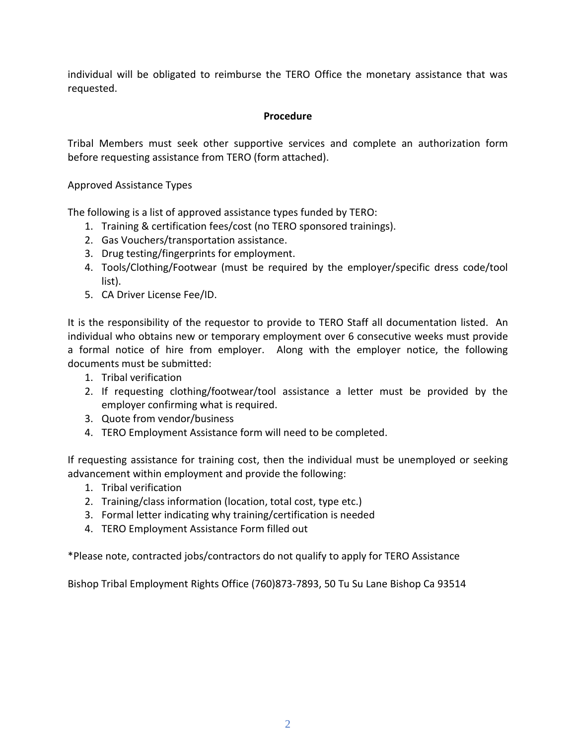individual will be obligated to reimburse the TERO Office the monetary assistance that was requested.

**Procedure**

Tribal Members must seek other supportive services and complete an authorization form before requesting assistance from TERO (form attached).

Approved Assistance Types

The following is a list of approved assistance types funded by TERO:

1. Training & certification fees/cost (no TERO sponsored trainings).
2. Gas Vouchers/transportation assistance.
3. Drug testing/fingerprints for employment.
4. Tools/Clothing/Footwear (must be required by the employer/specific dress code/tool list).
5. CA Driver License Fee/ID.

It is the responsibility of the requestor to provide to TERO Staff all documentation listed. An individual who obtains new or temporary employment over 6 consecutive weeks must provide a formal notice of hire from employer. Along with the employer notice, the following documents must be submitted:

1. Tribal verification
2. If requesting clothing/footwear/tool assistance a letter must be provided by the employer confirming what is required.
3. Quote from vendor/business
4. TERO Employment Assistance form will need to be completed.

If requesting assistance for training cost, then the individual must be unemployed or seeking advancement within employment and provide the following:

1. Tribal verification
2. Training/class information (location, total cost, type etc.)
3. Formal letter indicating why training/certification is needed
4. TERO Employment Assistance Form filled out

*Please note, contracted jobs/contractors do not qualify to apply for TERO Assistance

Bishop Tribal Employment Rights Office (760)873-7893, 50 Tu Su Lane Bishop Ca 93514